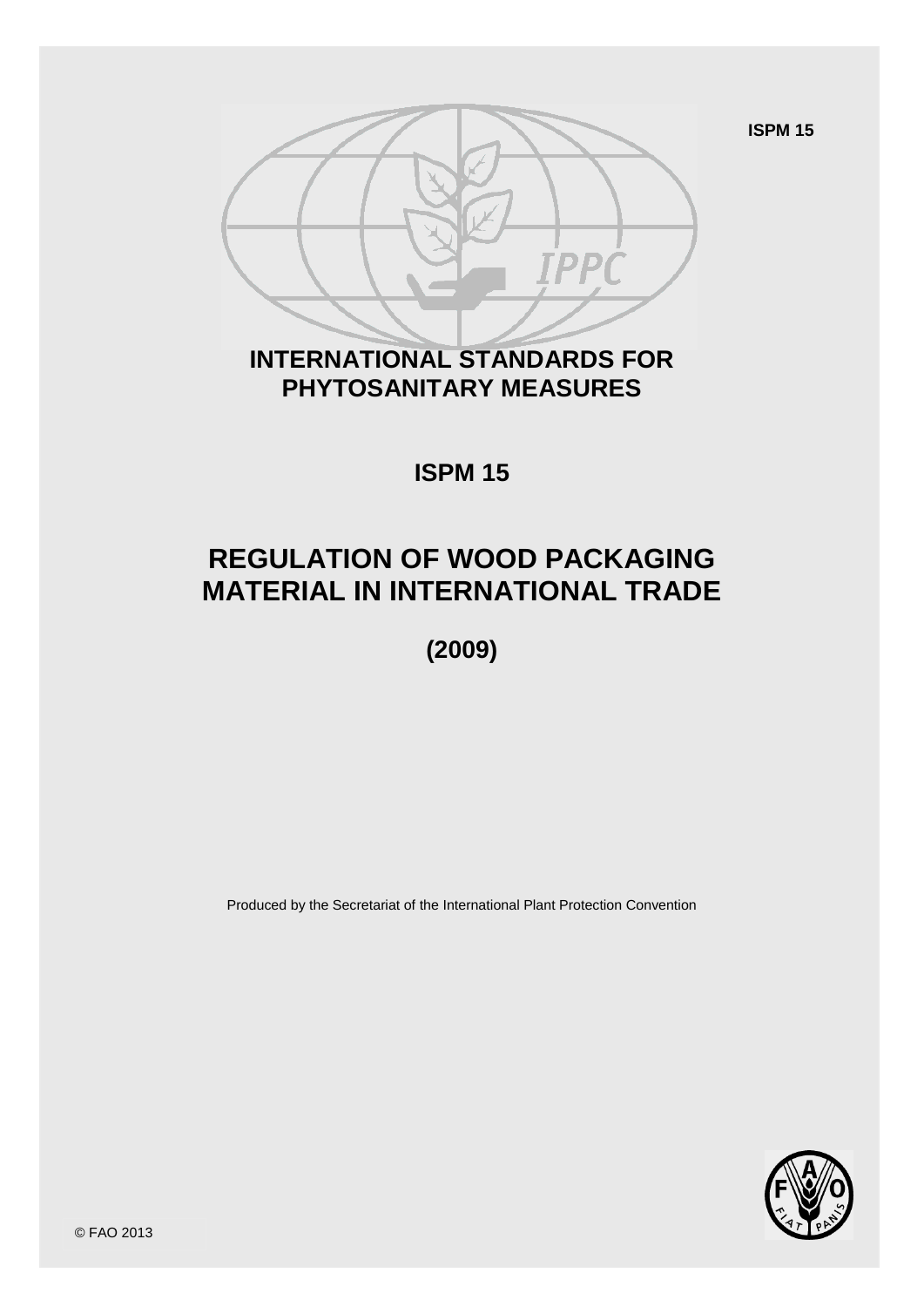ISPM 15

# INTERNATIONAL STANDARDS FOR PHYTOSANITARY MEASURES

## ISPM 15

# REGULATION OF WOOD PACKAGING MATERIAL IN INTERNATIONAL TRADE

## (2009)

Produced by the Secretariat of the International Plant Protection Convention

© FAO 2013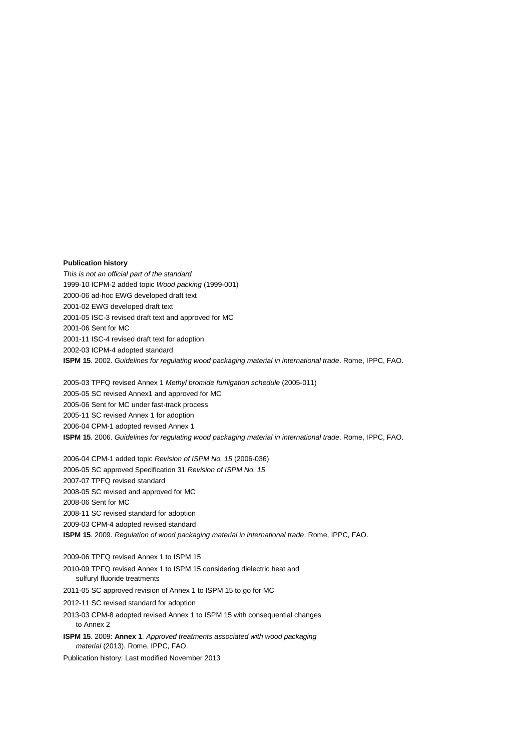**Publication history**

*This is not an official part of the standard*

1999-10 ICPM-2 added topic *Wood packing* (1999-001)

2000-06 ad-hoc EWG developed draft text

2001-02 EWG developed draft text

2001-05 ISC-3 revised draft text and approved for MC

2001-06 Sent for MC

2001-11 ISC-4 revised draft text for adoption

2002-03 ICPM-4 adopted standard

**ISPM 15**. 2002. *Guidelines for regulating wood packaging material in international trade*. Rome, IPPC, FAO.

2005-03 TPFQ revised Annex 1 *Methyl bromide fumigation schedule* (2005-011)

2005-05 SC revised Annex1 and approved for MC

2005-06 Sent for MC under fast-track process

2005-11 SC revised Annex 1 for adoption

2006-04 CPM-1 adopted revised Annex 1

**ISPM 15**. 2006. *Guidelines for regulating wood packaging material in international trade*. Rome, IPPC, FAO.

2006-04 CPM-1 added topic *Revision of ISPM No. 15* (2006-036)

2006-05 SC approved Specification 31 *Revision of ISPM No. 15*

2007-07 TPFQ revised standard

2008-05 SC revised and approved for MC

2008-06 Sent for MC

2008-11 SC revised standard for adoption

2009-03 CPM-4 adopted revised standard

**ISPM 15**. 2009. *Regulation of wood packaging material in international trade*. Rome, IPPC, FAO.

2009-06 TPFQ revised Annex 1 to ISPM 15

2010-09 TPFQ revised Annex 1 to ISPM 15 considering dielectric heat and sulfuryl fluoride treatments

2011-05 SC approved revision of Annex 1 to ISPM 15 to go for MC

2012-11 SC revised standard for adoption

2013-03 CPM-8 adopted revised Annex 1 to ISPM 15 with consequential changes to Annex 2

**ISPM 15**. 2009: **Annex 1**. *Approved treatments associated with wood packaging material* (2013). Rome, IPPC, FAO.

Publication history: Last modified November 2013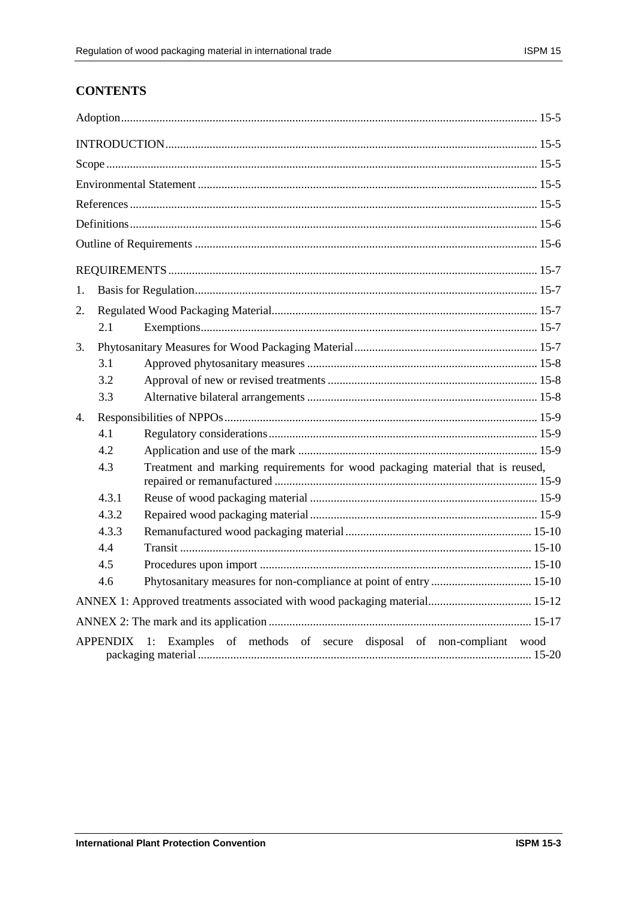## CONTENTS

Adoption ........ 15-5

INTRODUCTION ........ 15-5

Scope ........ 15-5

Environmental Statement ........ 15-5

References ........ 15-5

Definitions ........ 15-6

Outline of Requirements ........ 15-6

REQUIREMENTS ........ 15-7

1. Basis for Regulation ........ 15-7
2. Regulated Wood Packaging Material ........ 15-7
   - 2.1 Exemptions ........ 15-7
3. Phytosanitary Measures for Wood Packaging Material ........ 15-7
   - 3.1 Approved phytosanitary measures ........ 15-8
   - 3.2 Approval of new or revised treatments ........ 15-8
   - 3.3 Alternative bilateral arrangements ........ 15-8
4. Responsibilities of NPPOs ........ 15-9
   - 4.1 Regulatory considerations ........ 15-9
   - 4.2 Application and use of the mark ........ 15-9
   - 4.3 Treatment and marking requirements for wood packaging material that is reused, repaired or remanufactured ........ 15-9
   - 4.3.1 Reuse of wood packaging material ........ 15-9
   - 4.3.2 Repaired wood packaging material ........ 15-9
   - 4.3.3 Remanufactured wood packaging material ........ 15-10
   - 4.4 Transit ........ 15-10
   - 4.5 Procedures upon import ........ 15-10
   - 4.6 Phytosanitary measures for non-compliance at point of entry ........ 15-10

ANNEX 1: Approved treatments associated with wood packaging material ........ 15-12

ANNEX 2: The mark and its application ........ 15-17

APPENDIX 1: Examples of methods of secure disposal of non-compliant wood packaging material ........ 15-20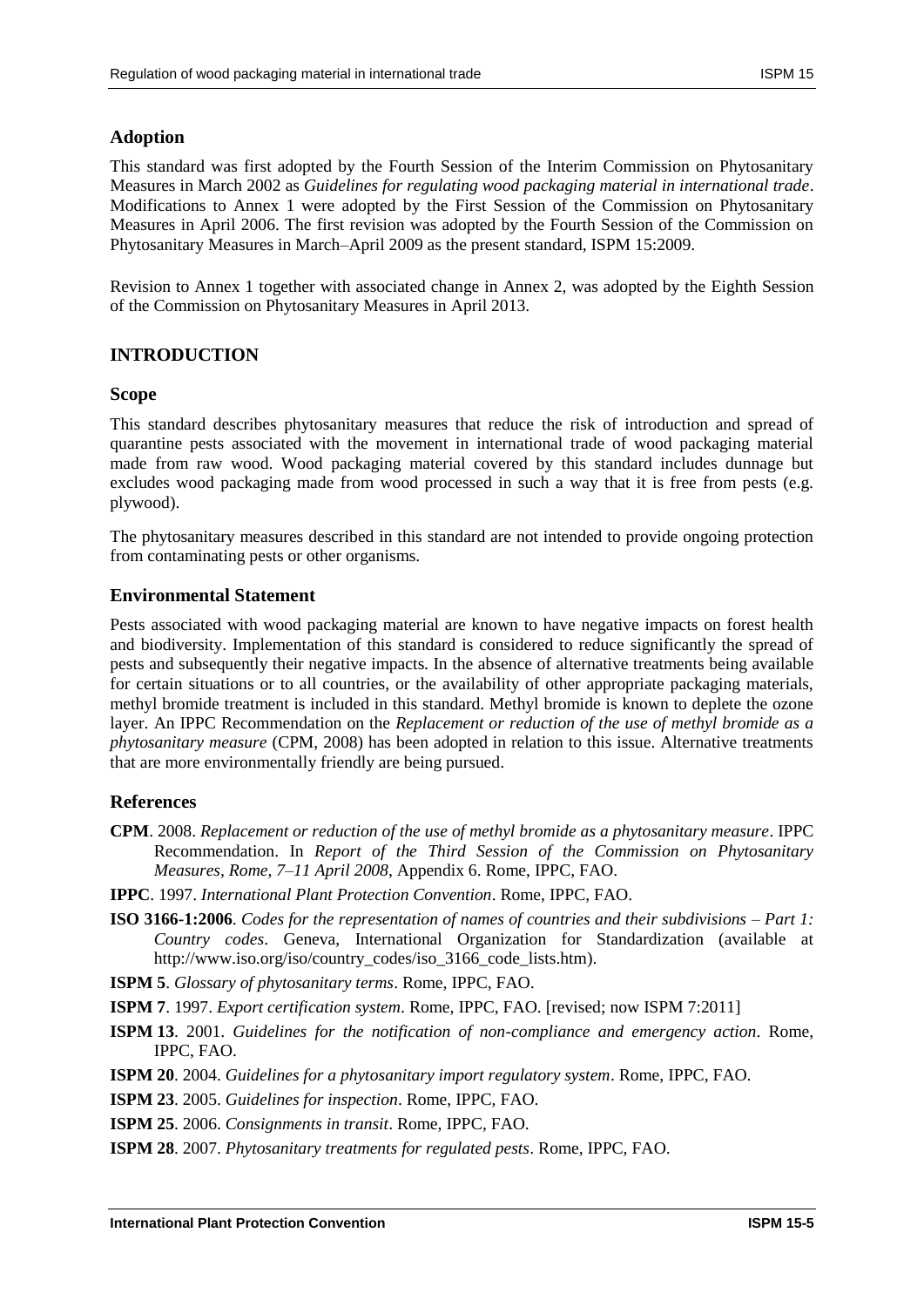## Adoption

This standard was first adopted by the Fourth Session of the Interim Commission on Phytosanitary Measures in March 2002 as *Guidelines for regulating wood packaging material in international trade*. Modifications to Annex 1 were adopted by the First Session of the Commission on Phytosanitary Measures in April 2006. The first revision was adopted by the Fourth Session of the Commission on Phytosanitary Measures in March–April 2009 as the present standard, ISPM 15:2009.

Revision to Annex 1 together with associated change in Annex 2, was adopted by the Eighth Session of the Commission on Phytosanitary Measures in April 2013.

# INTRODUCTION

## Scope

This standard describes phytosanitary measures that reduce the risk of introduction and spread of quarantine pests associated with the movement in international trade of wood packaging material made from raw wood. Wood packaging material covered by this standard includes dunnage but excludes wood packaging made from wood processed in such a way that it is free from pests (e.g. plywood).

The phytosanitary measures described in this standard are not intended to provide ongoing protection from contaminating pests or other organisms.

## Environmental Statement

Pests associated with wood packaging material are known to have negative impacts on forest health and biodiversity. Implementation of this standard is considered to reduce significantly the spread of pests and subsequently their negative impacts. In the absence of alternative treatments being available for certain situations or to all countries, or the availability of other appropriate packaging materials, methyl bromide treatment is included in this standard. Methyl bromide is known to deplete the ozone layer. An IPPC Recommendation on the *Replacement or reduction of the use of methyl bromide as a phytosanitary measure* (CPM, 2008) has been adopted in relation to this issue. Alternative treatments that are more environmentally friendly are being pursued.

## References

**CPM**. 2008. *Replacement or reduction of the use of methyl bromide as a phytosanitary measure*. IPPC Recommendation. In *Report of the Third Session of the Commission on Phytosanitary Measures, Rome, 7–11 April 2008*, Appendix 6. Rome, IPPC, FAO.

**IPPC**. 1997. *International Plant Protection Convention*. Rome, IPPC, FAO.

**ISO 3166-1:2006**. *Codes for the representation of names of countries and their subdivisions – Part 1: Country codes*. Geneva, International Organization for Standardization (available at http://www.iso.org/iso/country_codes/iso_3166_code_lists.htm).

**ISPM 5**. *Glossary of phytosanitary terms*. Rome, IPPC, FAO.

**ISPM 7**. 1997. *Export certification system*. Rome, IPPC, FAO. [revised; now ISPM 7:2011]

**ISPM 13**. 2001. *Guidelines for the notification of non-compliance and emergency action*. Rome, IPPC, FAO.

**ISPM 20**. 2004. *Guidelines for a phytosanitary import regulatory system*. Rome, IPPC, FAO.

**ISPM 23**. 2005. *Guidelines for inspection*. Rome, IPPC, FAO.

**ISPM 25**. 2006. *Consignments in transit*. Rome, IPPC, FAO.

**ISPM 28**. 2007. *Phytosanitary treatments for regulated pests*. Rome, IPPC, FAO.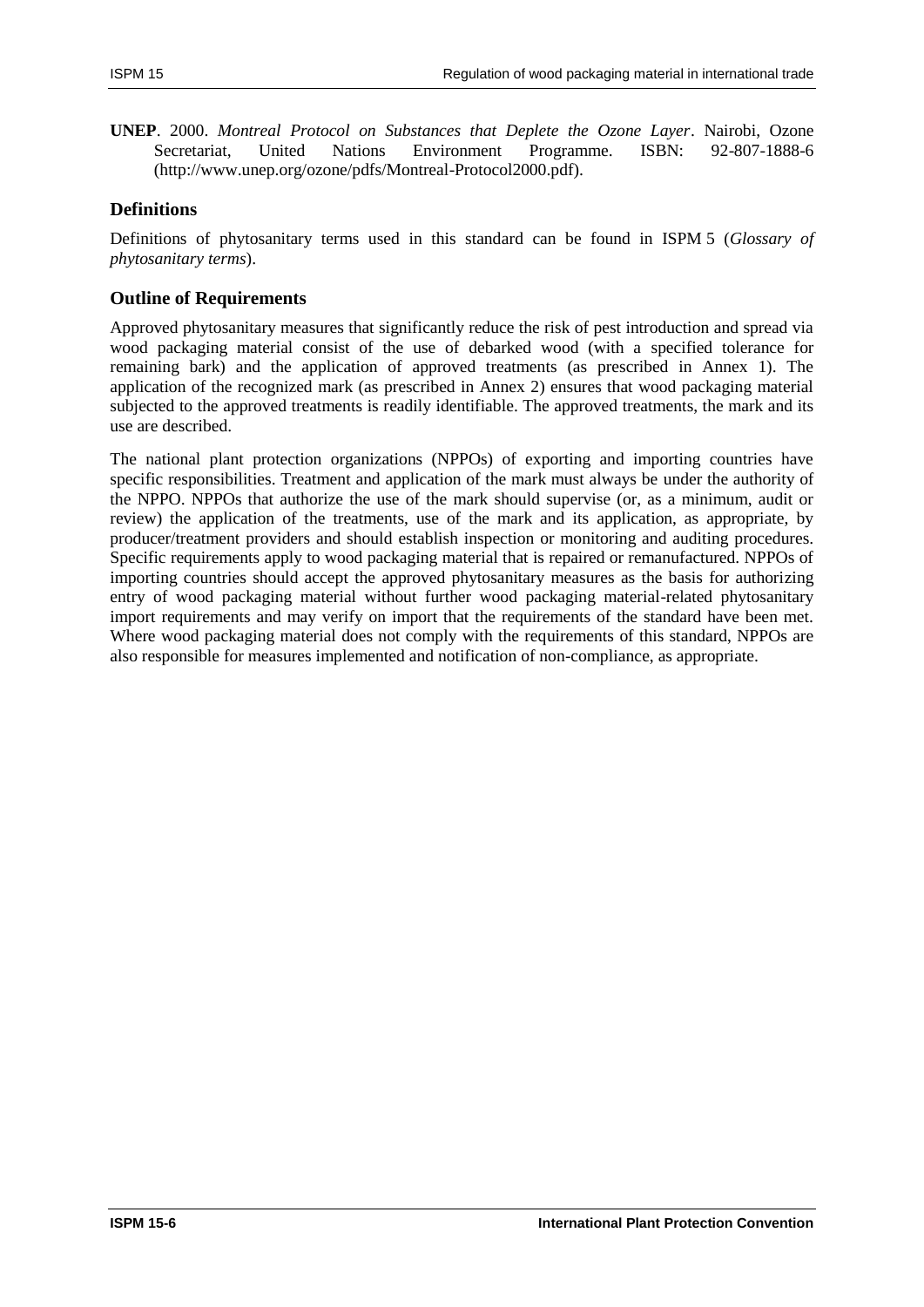**UNEP**. 2000. *Montreal Protocol on Substances that Deplete the Ozone Layer*. Nairobi, Ozone Secretariat, United Nations Environment Programme. ISBN: 92-807-1888-6 (http://www.unep.org/ozone/pdfs/Montreal-Protocol2000.pdf).

## Definitions

Definitions of phytosanitary terms used in this standard can be found in ISPM 5 (*Glossary of phytosanitary terms*).

## Outline of Requirements

Approved phytosanitary measures that significantly reduce the risk of pest introduction and spread via wood packaging material consist of the use of debarked wood (with a specified tolerance for remaining bark) and the application of approved treatments (as prescribed in Annex 1). The application of the recognized mark (as prescribed in Annex 2) ensures that wood packaging material subjected to the approved treatments is readily identifiable. The approved treatments, the mark and its use are described.

The national plant protection organizations (NPPOs) of exporting and importing countries have specific responsibilities. Treatment and application of the mark must always be under the authority of the NPPO. NPPOs that authorize the use of the mark should supervise (or, as a minimum, audit or review) the application of the treatments, use of the mark and its application, as appropriate, by producer/treatment providers and should establish inspection or monitoring and auditing procedures. Specific requirements apply to wood packaging material that is repaired or remanufactured. NPPOs of importing countries should accept the approved phytosanitary measures as the basis for authorizing entry of wood packaging material without further wood packaging material-related phytosanitary import requirements and may verify on import that the requirements of the standard have been met. Where wood packaging material does not comply with the requirements of this standard, NPPOs are also responsible for measures implemented and notification of non-compliance, as appropriate.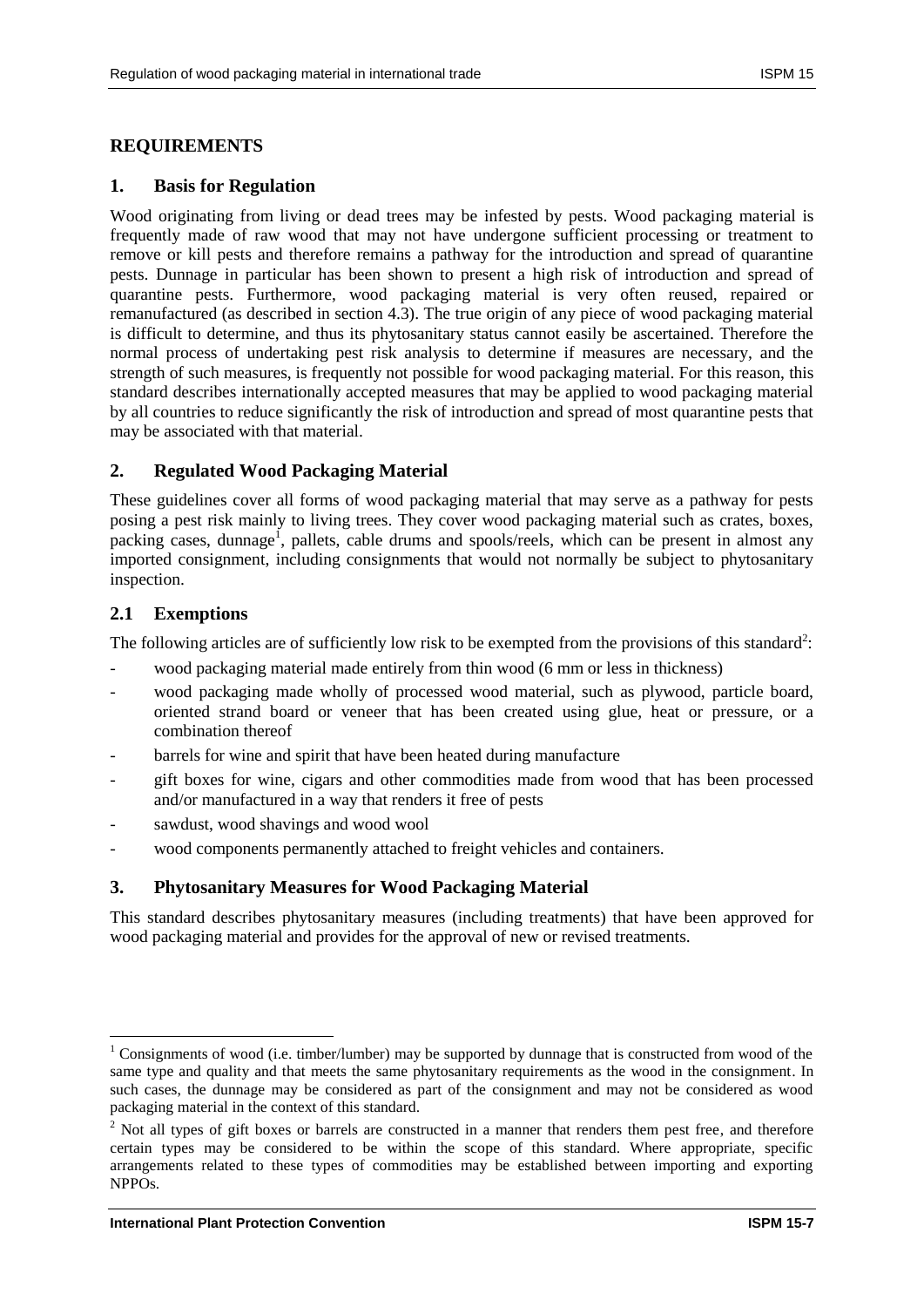## REQUIREMENTS

### 1. Basis for Regulation

Wood originating from living or dead trees may be infested by pests. Wood packaging material is frequently made of raw wood that may not have undergone sufficient processing or treatment to remove or kill pests and therefore remains a pathway for the introduction and spread of quarantine pests. Dunnage in particular has been shown to present a high risk of introduction and spread of quarantine pests. Furthermore, wood packaging material is very often reused, repaired or remanufactured (as described in section 4.3). The true origin of any piece of wood packaging material is difficult to determine, and thus its phytosanitary status cannot easily be ascertained. Therefore the normal process of undertaking pest risk analysis to determine if measures are necessary, and the strength of such measures, is frequently not possible for wood packaging material. For this reason, this standard describes internationally accepted measures that may be applied to wood packaging material by all countries to reduce significantly the risk of introduction and spread of most quarantine pests that may be associated with that material.

### 2. Regulated Wood Packaging Material

These guidelines cover all forms of wood packaging material that may serve as a pathway for pests posing a pest risk mainly to living trees. They cover wood packaging material such as crates, boxes, packing cases, dunnage[1], pallets, cable drums and spools/reels, which can be present in almost any imported consignment, including consignments that would not normally be subject to phytosanitary inspection.

### 2.1 Exemptions

The following articles are of sufficiently low risk to be exempted from the provisions of this standard[2]:

- wood packaging material made entirely from thin wood (6 mm or less in thickness)
- wood packaging made wholly of processed wood material, such as plywood, particle board, oriented strand board or veneer that has been created using glue, heat or pressure, or a combination thereof
- barrels for wine and spirit that have been heated during manufacture
- gift boxes for wine, cigars and other commodities made from wood that has been processed and/or manufactured in a way that renders it free of pests
- sawdust, wood shavings and wood wool
- wood components permanently attached to freight vehicles and containers.

### 3. Phytosanitary Measures for Wood Packaging Material

This standard describes phytosanitary measures (including treatments) that have been approved for wood packaging material and provides for the approval of new or revised treatments.

---

[1] Consignments of wood (i.e. timber/lumber) may be supported by dunnage that is constructed from wood of the same type and quality and that meets the same phytosanitary requirements as the wood in the consignment. In such cases, the dunnage may be considered as part of the consignment and may not be considered as wood packaging material in the context of this standard.

[2] Not all types of gift boxes or barrels are constructed in a manner that renders them pest free, and therefore certain types may be considered to be within the scope of this standard. Where appropriate, specific arrangements related to these types of commodities may be established between importing and exporting NPPOs.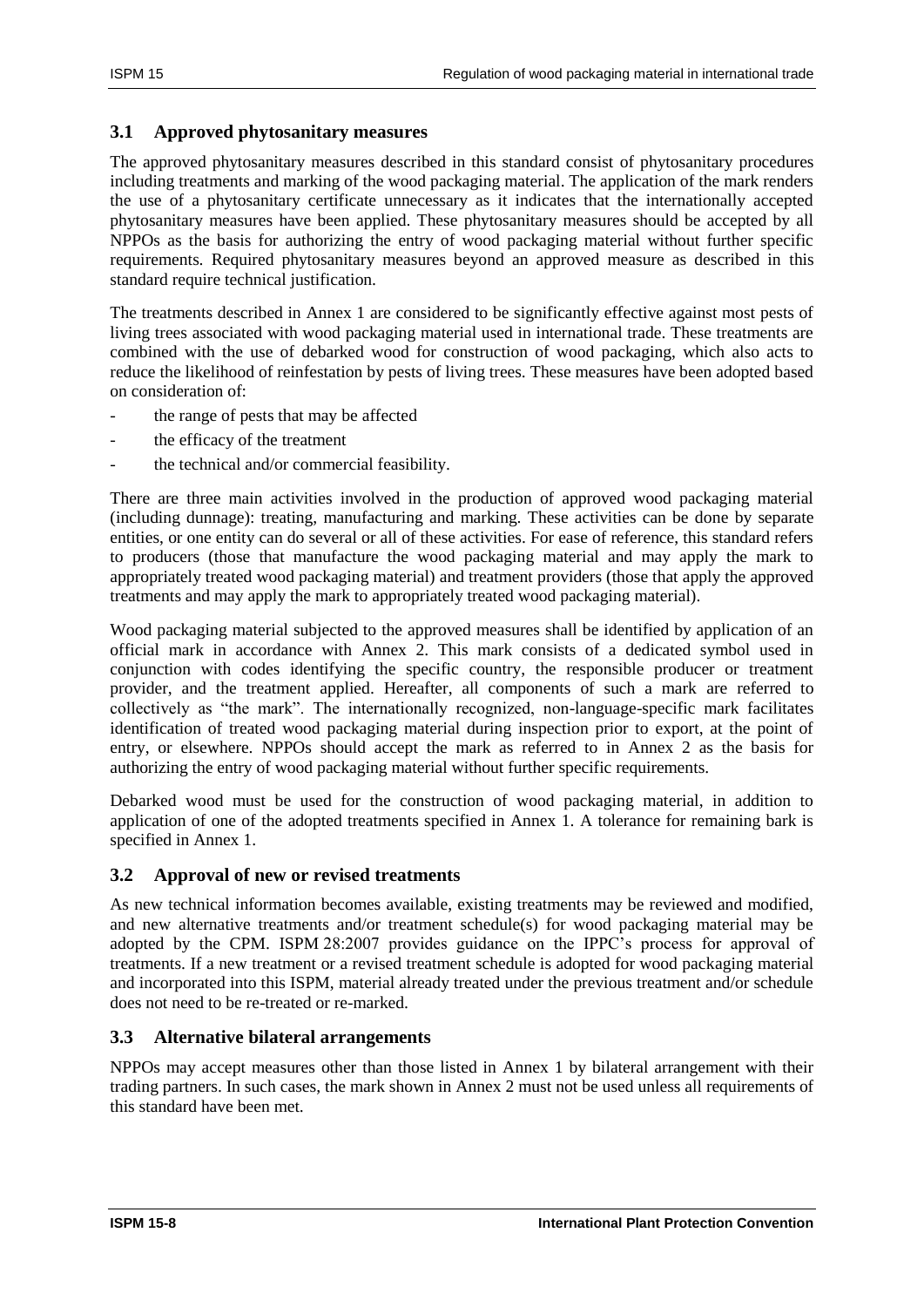### 3.1 Approved phytosanitary measures

The approved phytosanitary measures described in this standard consist of phytosanitary procedures including treatments and marking of the wood packaging material. The application of the mark renders the use of a phytosanitary certificate unnecessary as it indicates that the internationally accepted phytosanitary measures have been applied. These phytosanitary measures should be accepted by all NPPOs as the basis for authorizing the entry of wood packaging material without further specific requirements. Required phytosanitary measures beyond an approved measure as described in this standard require technical justification.

The treatments described in Annex 1 are considered to be significantly effective against most pests of living trees associated with wood packaging material used in international trade. These treatments are combined with the use of debarked wood for construction of wood packaging, which also acts to reduce the likelihood of reinfestation by pests of living trees. These measures have been adopted based on consideration of:

- the range of pests that may be affected
- the efficacy of the treatment
- the technical and/or commercial feasibility.

There are three main activities involved in the production of approved wood packaging material (including dunnage): treating, manufacturing and marking. These activities can be done by separate entities, or one entity can do several or all of these activities. For ease of reference, this standard refers to producers (those that manufacture the wood packaging material and may apply the mark to appropriately treated wood packaging material) and treatment providers (those that apply the approved treatments and may apply the mark to appropriately treated wood packaging material).

Wood packaging material subjected to the approved measures shall be identified by application of an official mark in accordance with Annex 2. This mark consists of a dedicated symbol used in conjunction with codes identifying the specific country, the responsible producer or treatment provider, and the treatment applied. Hereafter, all components of such a mark are referred to collectively as "the mark". The internationally recognized, non-language-specific mark facilitates identification of treated wood packaging material during inspection prior to export, at the point of entry, or elsewhere. NPPOs should accept the mark as referred to in Annex 2 as the basis for authorizing the entry of wood packaging material without further specific requirements.

Debarked wood must be used for the construction of wood packaging material, in addition to application of one of the adopted treatments specified in Annex 1. A tolerance for remaining bark is specified in Annex 1.

### 3.2 Approval of new or revised treatments

As new technical information becomes available, existing treatments may be reviewed and modified, and new alternative treatments and/or treatment schedule(s) for wood packaging material may be adopted by the CPM. ISPM 28:2007 provides guidance on the IPPC's process for approval of treatments. If a new treatment or a revised treatment schedule is adopted for wood packaging material and incorporated into this ISPM, material already treated under the previous treatment and/or schedule does not need to be re-treated or re-marked.

### 3.3 Alternative bilateral arrangements

NPPOs may accept measures other than those listed in Annex 1 by bilateral arrangement with their trading partners. In such cases, the mark shown in Annex 2 must not be used unless all requirements of this standard have been met.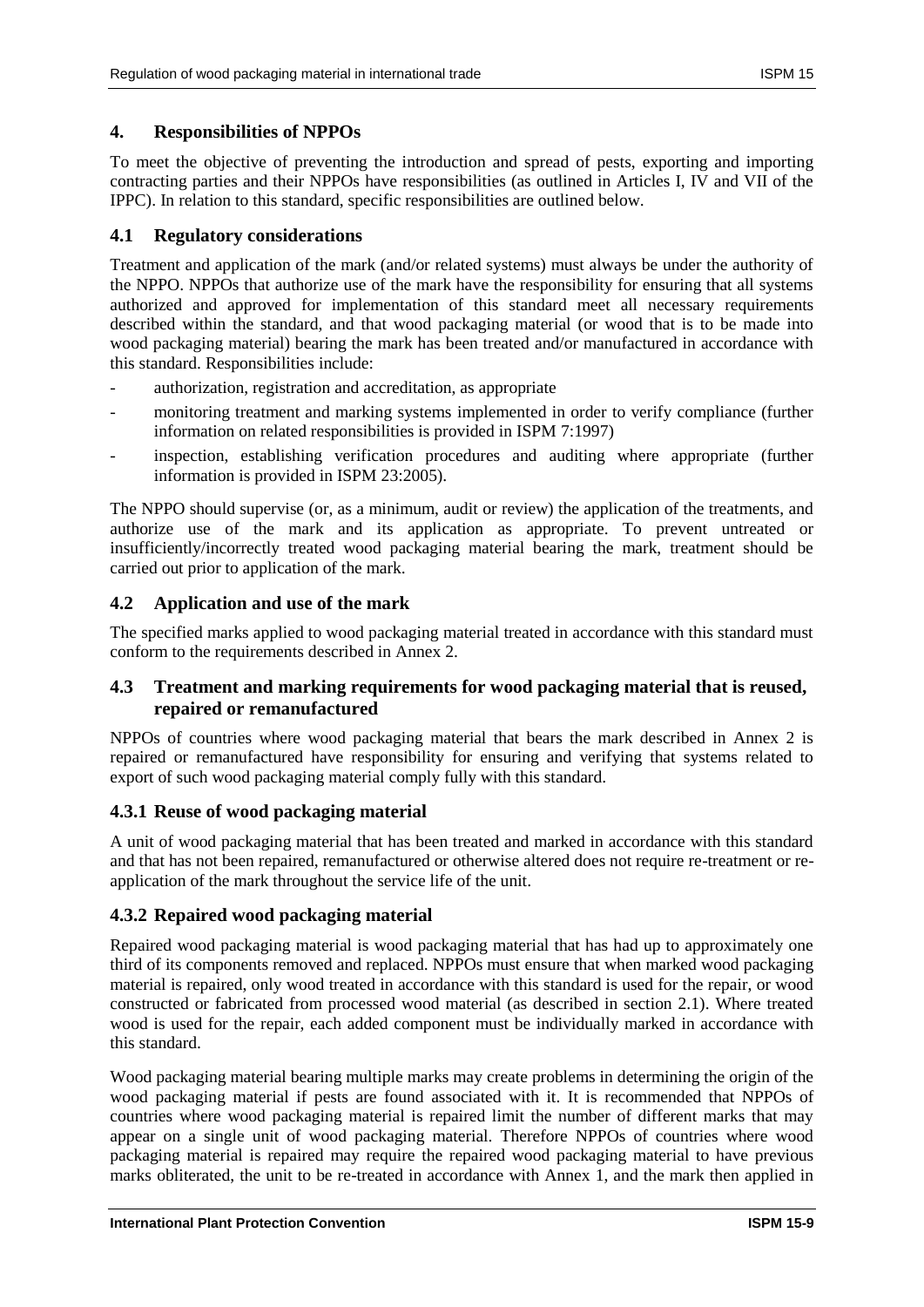## 4. Responsibilities of NPPOs

To meet the objective of preventing the introduction and spread of pests, exporting and importing contracting parties and their NPPOs have responsibilities (as outlined in Articles I, IV and VII of the IPPC). In relation to this standard, specific responsibilities are outlined below.

### 4.1 Regulatory considerations

Treatment and application of the mark (and/or related systems) must always be under the authority of the NPPO. NPPOs that authorize use of the mark have the responsibility for ensuring that all systems authorized and approved for implementation of this standard meet all necessary requirements described within the standard, and that wood packaging material (or wood that is to be made into wood packaging material) bearing the mark has been treated and/or manufactured in accordance with this standard. Responsibilities include:

- authorization, registration and accreditation, as appropriate
- monitoring treatment and marking systems implemented in order to verify compliance (further information on related responsibilities is provided in ISPM 7:1997)
- inspection, establishing verification procedures and auditing where appropriate (further information is provided in ISPM 23:2005).

The NPPO should supervise (or, as a minimum, audit or review) the application of the treatments, and authorize use of the mark and its application as appropriate. To prevent untreated or insufficiently/incorrectly treated wood packaging material bearing the mark, treatment should be carried out prior to application of the mark.

### 4.2 Application and use of the mark

The specified marks applied to wood packaging material treated in accordance with this standard must conform to the requirements described in Annex 2.

### 4.3 Treatment and marking requirements for wood packaging material that is reused, repaired or remanufactured

NPPOs of countries where wood packaging material that bears the mark described in Annex 2 is repaired or remanufactured have responsibility for ensuring and verifying that systems related to export of such wood packaging material comply fully with this standard.

#### 4.3.1 Reuse of wood packaging material

A unit of wood packaging material that has been treated and marked in accordance with this standard and that has not been repaired, remanufactured or otherwise altered does not require re-treatment or re-application of the mark throughout the service life of the unit.

#### 4.3.2 Repaired wood packaging material

Repaired wood packaging material is wood packaging material that has had up to approximately one third of its components removed and replaced. NPPOs must ensure that when marked wood packaging material is repaired, only wood treated in accordance with this standard is used for the repair, or wood constructed or fabricated from processed wood material (as described in section 2.1). Where treated wood is used for the repair, each added component must be individually marked in accordance with this standard.

Wood packaging material bearing multiple marks may create problems in determining the origin of the wood packaging material if pests are found associated with it. It is recommended that NPPOs of countries where wood packaging material is repaired limit the number of different marks that may appear on a single unit of wood packaging material. Therefore NPPOs of countries where wood packaging material is repaired may require the repaired wood packaging material to have previous marks obliterated, the unit to be re-treated in accordance with Annex 1, and the mark then applied in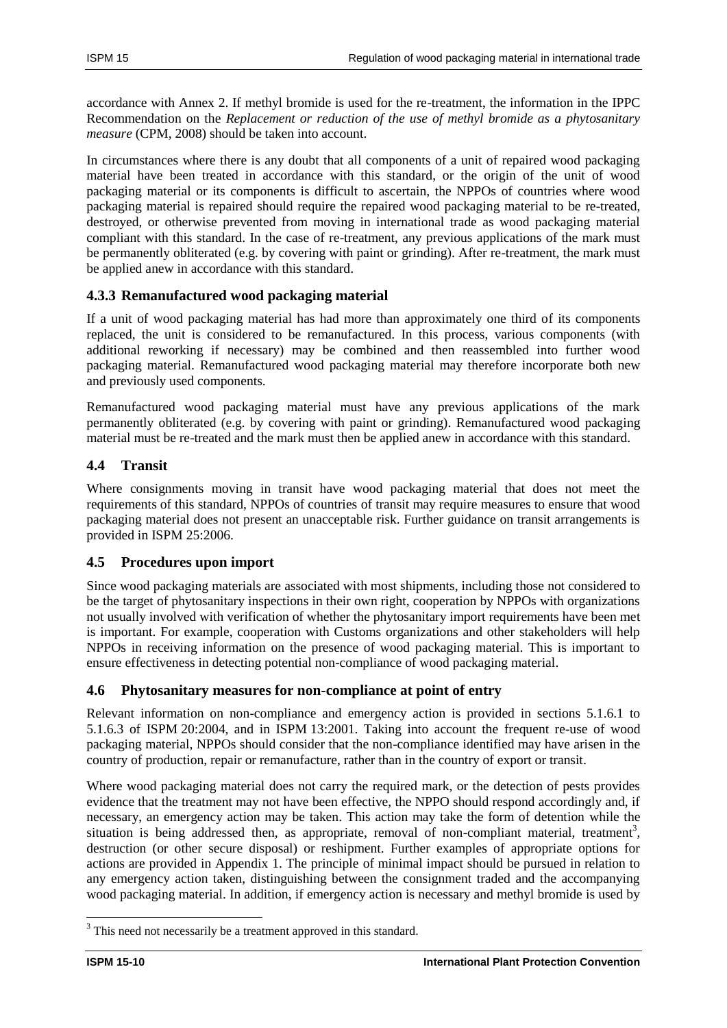accordance with Annex 2. If methyl bromide is used for the re-treatment, the information in the IPPC Recommendation on the *Replacement or reduction of the use of methyl bromide as a phytosanitary measure* (CPM, 2008) should be taken into account.

In circumstances where there is any doubt that all components of a unit of repaired wood packaging material have been treated in accordance with this standard, or the origin of the unit of wood packaging material or its components is difficult to ascertain, the NPPOs of countries where wood packaging material is repaired should require the repaired wood packaging material to be re-treated, destroyed, or otherwise prevented from moving in international trade as wood packaging material compliant with this standard. In the case of re-treatment, any previous applications of the mark must be permanently obliterated (e.g. by covering with paint or grinding). After re-treatment, the mark must be applied anew in accordance with this standard.

### 4.3.3 Remanufactured wood packaging material

If a unit of wood packaging material has had more than approximately one third of its components replaced, the unit is considered to be remanufactured. In this process, various components (with additional reworking if necessary) may be combined and then reassembled into further wood packaging material. Remanufactured wood packaging material may therefore incorporate both new and previously used components.

Remanufactured wood packaging material must have any previous applications of the mark permanently obliterated (e.g. by covering with paint or grinding). Remanufactured wood packaging material must be re-treated and the mark must then be applied anew in accordance with this standard.

## 4.4 Transit

Where consignments moving in transit have wood packaging material that does not meet the requirements of this standard, NPPOs of countries of transit may require measures to ensure that wood packaging material does not present an unacceptable risk. Further guidance on transit arrangements is provided in ISPM 25:2006.

## 4.5 Procedures upon import

Since wood packaging materials are associated with most shipments, including those not considered to be the target of phytosanitary inspections in their own right, cooperation by NPPOs with organizations not usually involved with verification of whether the phytosanitary import requirements have been met is important. For example, cooperation with Customs organizations and other stakeholders will help NPPOs in receiving information on the presence of wood packaging material. This is important to ensure effectiveness in detecting potential non-compliance of wood packaging material.

## 4.6 Phytosanitary measures for non-compliance at point of entry

Relevant information on non-compliance and emergency action is provided in sections 5.1.6.1 to 5.1.6.3 of ISPM 20:2004, and in ISPM 13:2001. Taking into account the frequent re-use of wood packaging material, NPPOs should consider that the non-compliance identified may have arisen in the country of production, repair or remanufacture, rather than in the country of export or transit.

Where wood packaging material does not carry the required mark, or the detection of pests provides evidence that the treatment may not have been effective, the NPPO should respond accordingly and, if necessary, an emergency action may be taken. This action may take the form of detention while the situation is being addressed then, as appropriate, removal of non-compliant material, treatment[3], destruction (or other secure disposal) or reshipment. Further examples of appropriate options for actions are provided in Appendix 1. The principle of minimal impact should be pursued in relation to any emergency action taken, distinguishing between the consignment traded and the accompanying wood packaging material. In addition, if emergency action is necessary and methyl bromide is used by

[3] This need not necessarily be a treatment approved in this standard.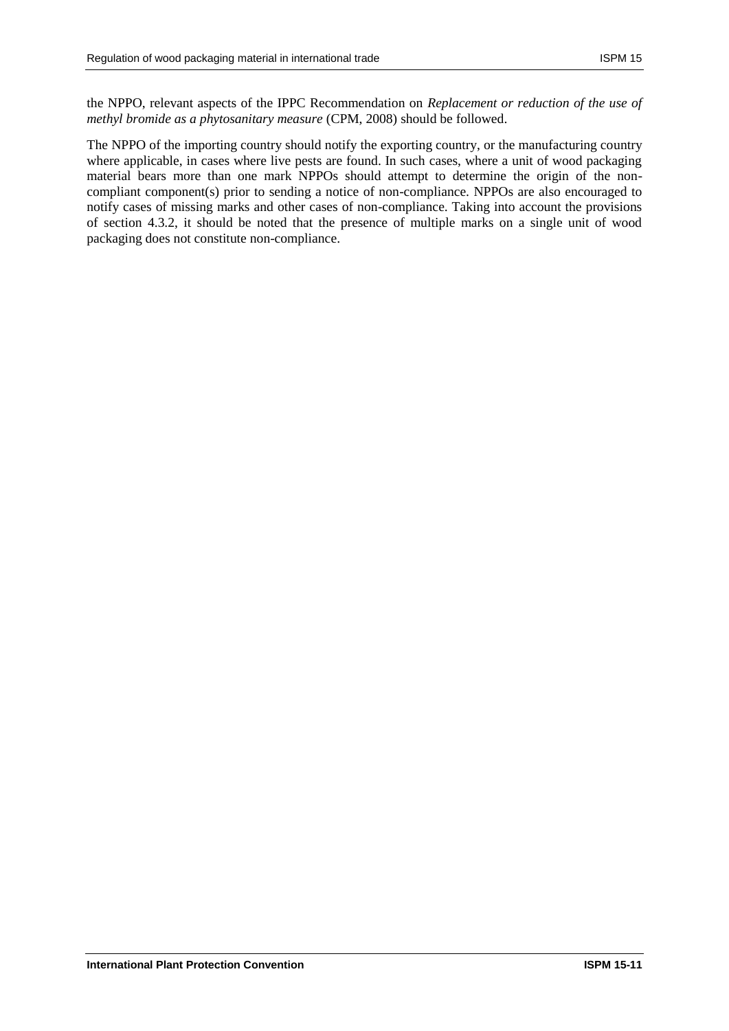the NPPO, relevant aspects of the IPPC Recommendation on *Replacement or reduction of the use of methyl bromide as a phytosanitary measure* (CPM, 2008) should be followed.

The NPPO of the importing country should notify the exporting country, or the manufacturing country where applicable, in cases where live pests are found. In such cases, where a unit of wood packaging material bears more than one mark NPPOs should attempt to determine the origin of the non-compliant component(s) prior to sending a notice of non-compliance. NPPOs are also encouraged to notify cases of missing marks and other cases of non-compliance. Taking into account the provisions of section 4.3.2, it should be noted that the presence of multiple marks on a single unit of wood packaging does not constitute non-compliance.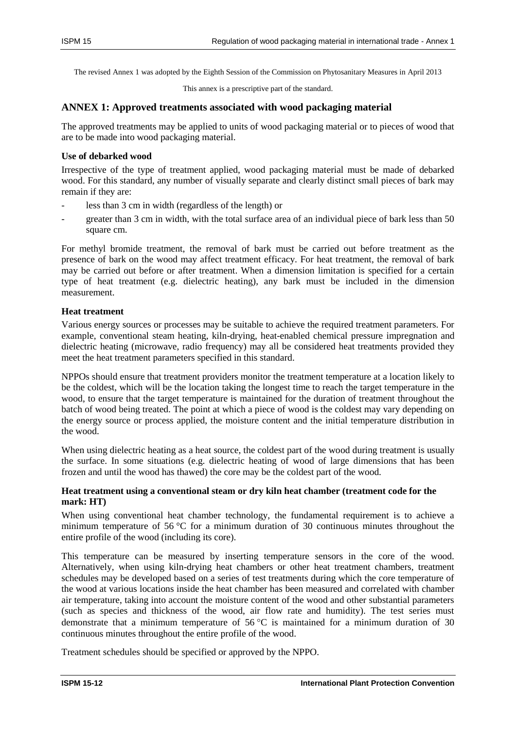The revised Annex 1 was adopted by the Eighth Session of the Commission on Phytosanitary Measures in April 2013

This annex is a prescriptive part of the standard.

## ANNEX 1: Approved treatments associated with wood packaging material

The approved treatments may be applied to units of wood packaging material or to pieces of wood that are to be made into wood packaging material.

### Use of debarked wood

Irrespective of the type of treatment applied, wood packaging material must be made of debarked wood. For this standard, any number of visually separate and clearly distinct small pieces of bark may remain if they are:

- less than 3 cm in width (regardless of the length) or
- greater than 3 cm in width, with the total surface area of an individual piece of bark less than 50 square cm.

For methyl bromide treatment, the removal of bark must be carried out before treatment as the presence of bark on the wood may affect treatment efficacy. For heat treatment, the removal of bark may be carried out before or after treatment. When a dimension limitation is specified for a certain type of heat treatment (e.g. dielectric heating), any bark must be included in the dimension measurement.

### Heat treatment

Various energy sources or processes may be suitable to achieve the required treatment parameters. For example, conventional steam heating, kiln-drying, heat-enabled chemical pressure impregnation and dielectric heating (microwave, radio frequency) may all be considered heat treatments provided they meet the heat treatment parameters specified in this standard.

NPPOs should ensure that treatment providers monitor the treatment temperature at a location likely to be the coldest, which will be the location taking the longest time to reach the target temperature in the wood, to ensure that the target temperature is maintained for the duration of treatment throughout the batch of wood being treated. The point at which a piece of wood is the coldest may vary depending on the energy source or process applied, the moisture content and the initial temperature distribution in the wood.

When using dielectric heating as a heat source, the coldest part of the wood during treatment is usually the surface. In some situations (e.g. dielectric heating of wood of large dimensions that has been frozen and until the wood has thawed) the core may be the coldest part of the wood.

#### Heat treatment using a conventional steam or dry kiln heat chamber (treatment code for the mark: HT)

When using conventional heat chamber technology, the fundamental requirement is to achieve a minimum temperature of 56 °C for a minimum duration of 30 continuous minutes throughout the entire profile of the wood (including its core).

This temperature can be measured by inserting temperature sensors in the core of the wood. Alternatively, when using kiln-drying heat chambers or other heat treatment chambers, treatment schedules may be developed based on a series of test treatments during which the core temperature of the wood at various locations inside the heat chamber has been measured and correlated with chamber air temperature, taking into account the moisture content of the wood and other substantial parameters (such as species and thickness of the wood, air flow rate and humidity). The test series must demonstrate that a minimum temperature of 56 °C is maintained for a minimum duration of 30 continuous minutes throughout the entire profile of the wood.

Treatment schedules should be specified or approved by the NPPO.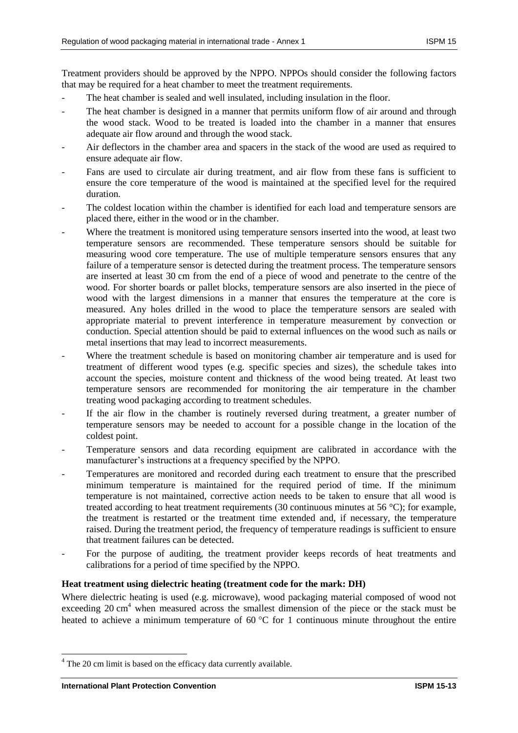Treatment providers should be approved by the NPPO. NPPOs should consider the following factors that may be required for a heat chamber to meet the treatment requirements.

- The heat chamber is sealed and well insulated, including insulation in the floor.
- The heat chamber is designed in a manner that permits uniform flow of air around and through the wood stack. Wood to be treated is loaded into the chamber in a manner that ensures adequate air flow around and through the wood stack.
- Air deflectors in the chamber area and spacers in the stack of the wood are used as required to ensure adequate air flow.
- Fans are used to circulate air during treatment, and air flow from these fans is sufficient to ensure the core temperature of the wood is maintained at the specified level for the required duration.
- The coldest location within the chamber is identified for each load and temperature sensors are placed there, either in the wood or in the chamber.
- Where the treatment is monitored using temperature sensors inserted into the wood, at least two temperature sensors are recommended. These temperature sensors should be suitable for measuring wood core temperature. The use of multiple temperature sensors ensures that any failure of a temperature sensor is detected during the treatment process. The temperature sensors are inserted at least 30 cm from the end of a piece of wood and penetrate to the centre of the wood. For shorter boards or pallet blocks, temperature sensors are also inserted in the piece of wood with the largest dimensions in a manner that ensures the temperature at the core is measured. Any holes drilled in the wood to place the temperature sensors are sealed with appropriate material to prevent interference in temperature measurement by convection or conduction. Special attention should be paid to external influences on the wood such as nails or metal insertions that may lead to incorrect measurements.
- Where the treatment schedule is based on monitoring chamber air temperature and is used for treatment of different wood types (e.g. specific species and sizes), the schedule takes into account the species, moisture content and thickness of the wood being treated. At least two temperature sensors are recommended for monitoring the air temperature in the chamber treating wood packaging according to treatment schedules.
- If the air flow in the chamber is routinely reversed during treatment, a greater number of temperature sensors may be needed to account for a possible change in the location of the coldest point.
- Temperature sensors and data recording equipment are calibrated in accordance with the manufacturer's instructions at a frequency specified by the NPPO.
- Temperatures are monitored and recorded during each treatment to ensure that the prescribed minimum temperature is maintained for the required period of time. If the minimum temperature is not maintained, corrective action needs to be taken to ensure that all wood is treated according to heat treatment requirements (30 continuous minutes at 56 °C); for example, the treatment is restarted or the treatment time extended and, if necessary, the temperature raised. During the treatment period, the frequency of temperature readings is sufficient to ensure that treatment failures can be detected.
- For the purpose of auditing, the treatment provider keeps records of heat treatments and calibrations for a period of time specified by the NPPO.

**Heat treatment using dielectric heating (treatment code for the mark: DH)**

Where dielectric heating is used (e.g. microwave), wood packaging material composed of wood not exceeding 20 cm[4] when measured across the smallest dimension of the piece or the stack must be heated to achieve a minimum temperature of 60 °C for 1 continuous minute throughout the entire

[4] The 20 cm limit is based on the efficacy data currently available.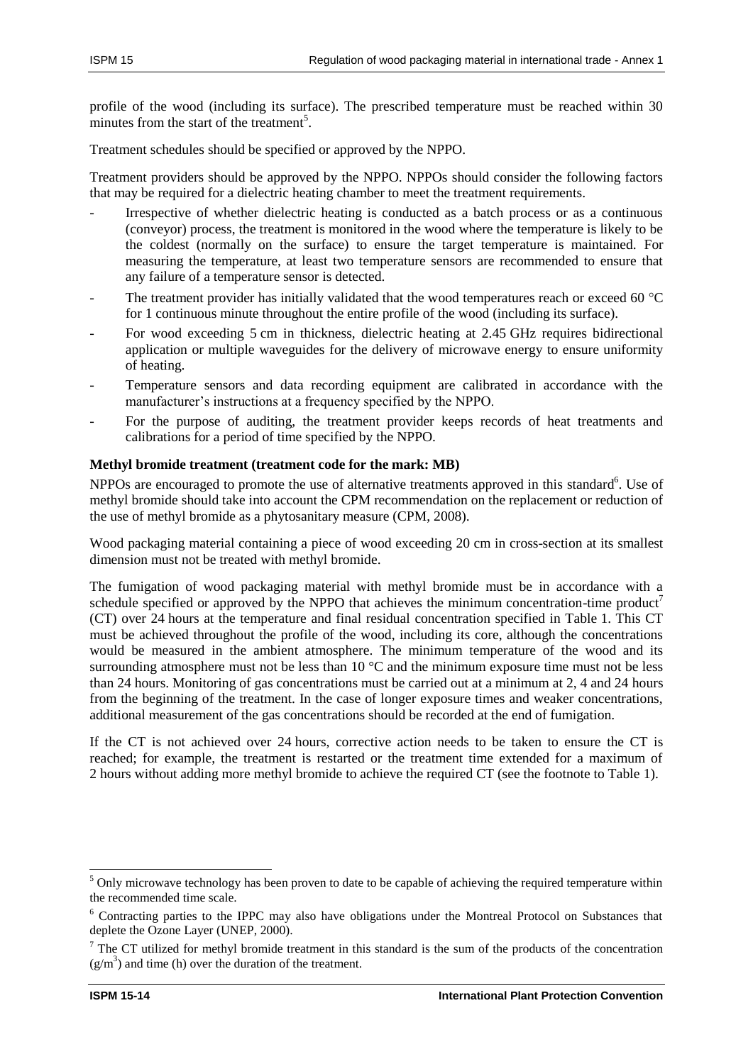profile of the wood (including its surface). The prescribed temperature must be reached within 30 minutes from the start of the treatment[5].

Treatment schedules should be specified or approved by the NPPO.

Treatment providers should be approved by the NPPO. NPPOs should consider the following factors that may be required for a dielectric heating chamber to meet the treatment requirements.

- Irrespective of whether dielectric heating is conducted as a batch process or as a continuous (conveyor) process, the treatment is monitored in the wood where the temperature is likely to be the coldest (normally on the surface) to ensure the target temperature is maintained. For measuring the temperature, at least two temperature sensors are recommended to ensure that any failure of a temperature sensor is detected.
- The treatment provider has initially validated that the wood temperatures reach or exceed 60 °C for 1 continuous minute throughout the entire profile of the wood (including its surface).
- For wood exceeding 5 cm in thickness, dielectric heating at 2.45 GHz requires bidirectional application or multiple waveguides for the delivery of microwave energy to ensure uniformity of heating.
- Temperature sensors and data recording equipment are calibrated in accordance with the manufacturer's instructions at a frequency specified by the NPPO.
- For the purpose of auditing, the treatment provider keeps records of heat treatments and calibrations for a period of time specified by the NPPO.

**Methyl bromide treatment (treatment code for the mark: MB)**

NPPOs are encouraged to promote the use of alternative treatments approved in this standard[6]. Use of methyl bromide should take into account the CPM recommendation on the replacement or reduction of the use of methyl bromide as a phytosanitary measure (CPM, 2008).

Wood packaging material containing a piece of wood exceeding 20 cm in cross-section at its smallest dimension must not be treated with methyl bromide.

The fumigation of wood packaging material with methyl bromide must be in accordance with a schedule specified or approved by the NPPO that achieves the minimum concentration-time product[7] (CT) over 24 hours at the temperature and final residual concentration specified in Table 1. This CT must be achieved throughout the profile of the wood, including its core, although the concentrations would be measured in the ambient atmosphere. The minimum temperature of the wood and its surrounding atmosphere must not be less than 10 °C and the minimum exposure time must not be less than 24 hours. Monitoring of gas concentrations must be carried out at a minimum at 2, 4 and 24 hours from the beginning of the treatment. In the case of longer exposure times and weaker concentrations, additional measurement of the gas concentrations should be recorded at the end of fumigation.

If the CT is not achieved over 24 hours, corrective action needs to be taken to ensure the CT is reached; for example, the treatment is restarted or the treatment time extended for a maximum of 2 hours without adding more methyl bromide to achieve the required CT (see the footnote to Table 1).

---

[5] Only microwave technology has been proven to date to be capable of achieving the required temperature within the recommended time scale.

[6] Contracting parties to the IPPC may also have obligations under the Montreal Protocol on Substances that deplete the Ozone Layer (UNEP, 2000).

[7] The CT utilized for methyl bromide treatment in this standard is the sum of the products of the concentration ($g/m^3$) and time (h) over the duration of the treatment.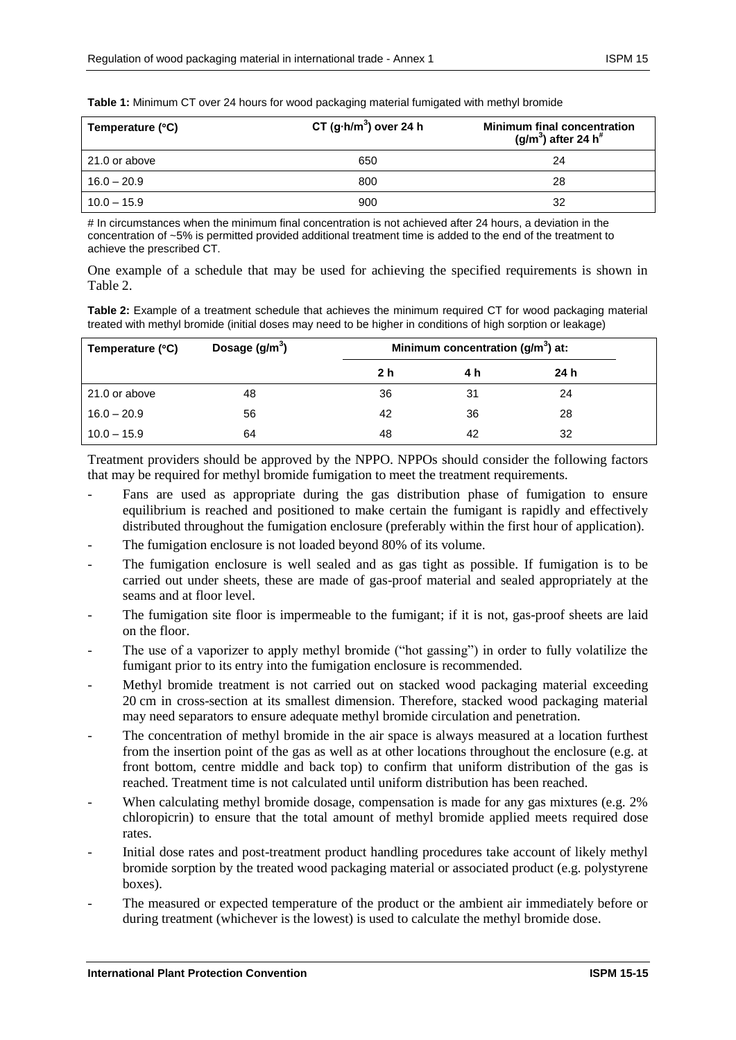**Table 1:** Minimum CT over 24 hours for wood packaging material fumigated with methyl bromide

| Temperature (°C) | CT (g·h/m$^3$) over 24 h | Minimum final concentration (g/m$^3$) after 24 h# |
|---|---|---|
| 21.0 or above | 650 | 24 |
| 16.0 – 20.9 | 800 | 28 |
| 10.0 – 15.9 | 900 | 32 |

# In circumstances when the minimum final concentration is not achieved after 24 hours, a deviation in the concentration of ~5% is permitted provided additional treatment time is added to the end of the treatment to achieve the prescribed CT.

One example of a schedule that may be used for achieving the specified requirements is shown in Table 2.

**Table 2:** Example of a treatment schedule that achieves the minimum required CT for wood packaging material treated with methyl bromide (initial doses may need to be higher in conditions of high sorption or leakage)

| Temperature (°C) | Dosage (g/m$^3$) | Minimum concentration (g/m$^3$) at: | | |
|---|---|---|---|---|
| | | 2 h | 4 h | 24 h |
| 21.0 or above | 48 | 36 | 31 | 24 |
| 16.0 – 20.9 | 56 | 42 | 36 | 28 |
| 10.0 – 15.9 | 64 | 48 | 42 | 32 |

Treatment providers should be approved by the NPPO. NPPOs should consider the following factors that may be required for methyl bromide fumigation to meet the treatment requirements.

- Fans are used as appropriate during the gas distribution phase of fumigation to ensure equilibrium is reached and positioned to make certain the fumigant is rapidly and effectively distributed throughout the fumigation enclosure (preferably within the first hour of application).
- The fumigation enclosure is not loaded beyond 80% of its volume.
- The fumigation enclosure is well sealed and as gas tight as possible. If fumigation is to be carried out under sheets, these are made of gas-proof material and sealed appropriately at the seams and at floor level.
- The fumigation site floor is impermeable to the fumigant; if it is not, gas-proof sheets are laid on the floor.
- The use of a vaporizer to apply methyl bromide ("hot gassing") in order to fully volatilize the fumigant prior to its entry into the fumigation enclosure is recommended.
- Methyl bromide treatment is not carried out on stacked wood packaging material exceeding 20 cm in cross-section at its smallest dimension. Therefore, stacked wood packaging material may need separators to ensure adequate methyl bromide circulation and penetration.
- The concentration of methyl bromide in the air space is always measured at a location furthest from the insertion point of the gas as well as at other locations throughout the enclosure (e.g. at front bottom, centre middle and back top) to confirm that uniform distribution of the gas is reached. Treatment time is not calculated until uniform distribution has been reached.
- When calculating methyl bromide dosage, compensation is made for any gas mixtures (e.g. 2% chloropicrin) to ensure that the total amount of methyl bromide applied meets required dose rates.
- Initial dose rates and post-treatment product handling procedures take account of likely methyl bromide sorption by the treated wood packaging material or associated product (e.g. polystyrene boxes).
- The measured or expected temperature of the product or the ambient air immediately before or during treatment (whichever is the lowest) is used to calculate the methyl bromide dose.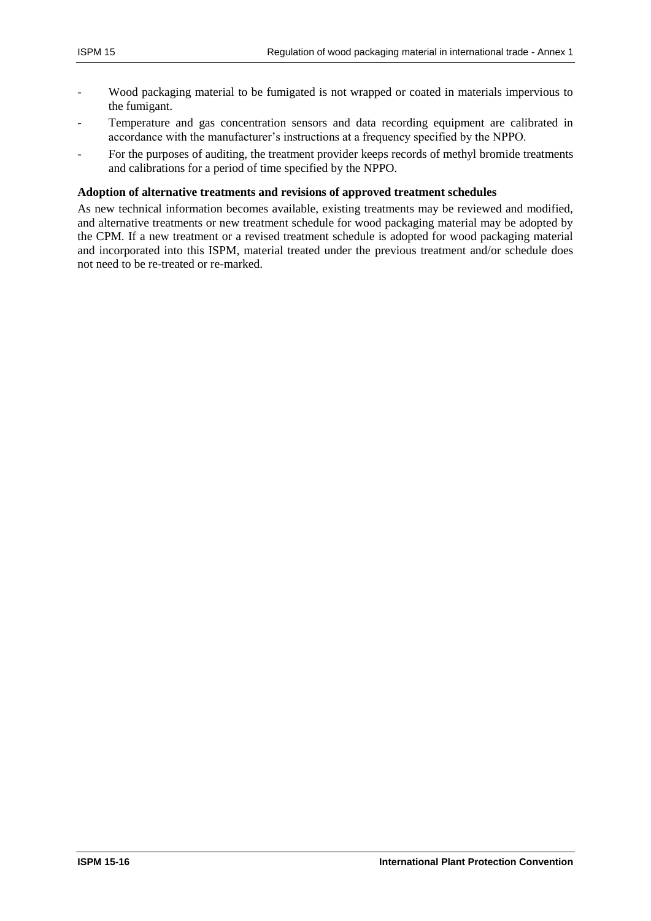- Wood packaging material to be fumigated is not wrapped or coated in materials impervious to the fumigant.
- Temperature and gas concentration sensors and data recording equipment are calibrated in accordance with the manufacturer's instructions at a frequency specified by the NPPO.
- For the purposes of auditing, the treatment provider keeps records of methyl bromide treatments and calibrations for a period of time specified by the NPPO.

**Adoption of alternative treatments and revisions of approved treatment schedules**

As new technical information becomes available, existing treatments may be reviewed and modified, and alternative treatments or new treatment schedule for wood packaging material may be adopted by the CPM. If a new treatment or a revised treatment schedule is adopted for wood packaging material and incorporated into this ISPM, material treated under the previous treatment and/or schedule does not need to be re-treated or re-marked.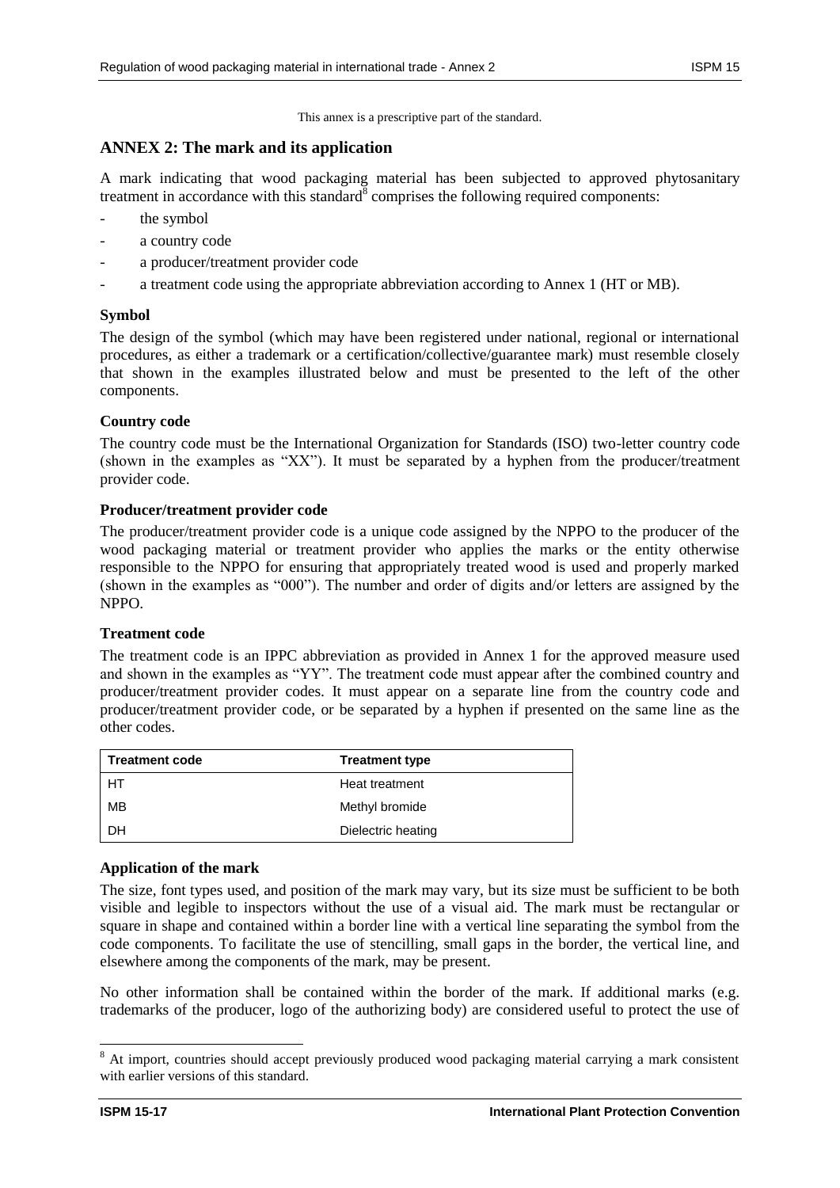This annex is a prescriptive part of the standard.

## ANNEX 2: The mark and its application

A mark indicating that wood packaging material has been subjected to approved phytosanitary treatment in accordance with this standard[8] comprises the following required components:

- the symbol
- a country code
- a producer/treatment provider code
- a treatment code using the appropriate abbreviation according to Annex 1 (HT or MB).

### Symbol

The design of the symbol (which may have been registered under national, regional or international procedures, as either a trademark or a certification/collective/guarantee mark) must resemble closely that shown in the examples illustrated below and must be presented to the left of the other components.

### Country code

The country code must be the International Organization for Standards (ISO) two-letter country code (shown in the examples as "XX"). It must be separated by a hyphen from the producer/treatment provider code.

### Producer/treatment provider code

The producer/treatment provider code is a unique code assigned by the NPPO to the producer of the wood packaging material or treatment provider who applies the marks or the entity otherwise responsible to the NPPO for ensuring that appropriately treated wood is used and properly marked (shown in the examples as "000"). The number and order of digits and/or letters are assigned by the NPPO.

### Treatment code

The treatment code is an IPPC abbreviation as provided in Annex 1 for the approved measure used and shown in the examples as "YY". The treatment code must appear after the combined country and producer/treatment provider codes. It must appear on a separate line from the country code and producer/treatment provider code, or be separated by a hyphen if presented on the same line as the other codes.

| Treatment code | Treatment type |
|---|---|
| HT | Heat treatment |
| MB | Methyl bromide |
| DH | Dielectric heating |

### Application of the mark

The size, font types used, and position of the mark may vary, but its size must be sufficient to be both visible and legible to inspectors without the use of a visual aid. The mark must be rectangular or square in shape and contained within a border line with a vertical line separating the symbol from the code components. To facilitate the use of stencilling, small gaps in the border, the vertical line, and elsewhere among the components of the mark, may be present.

No other information shall be contained within the border of the mark. If additional marks (e.g. trademarks of the producer, logo of the authorizing body) are considered useful to protect the use of

[8] At import, countries should accept previously produced wood packaging material carrying a mark consistent with earlier versions of this standard.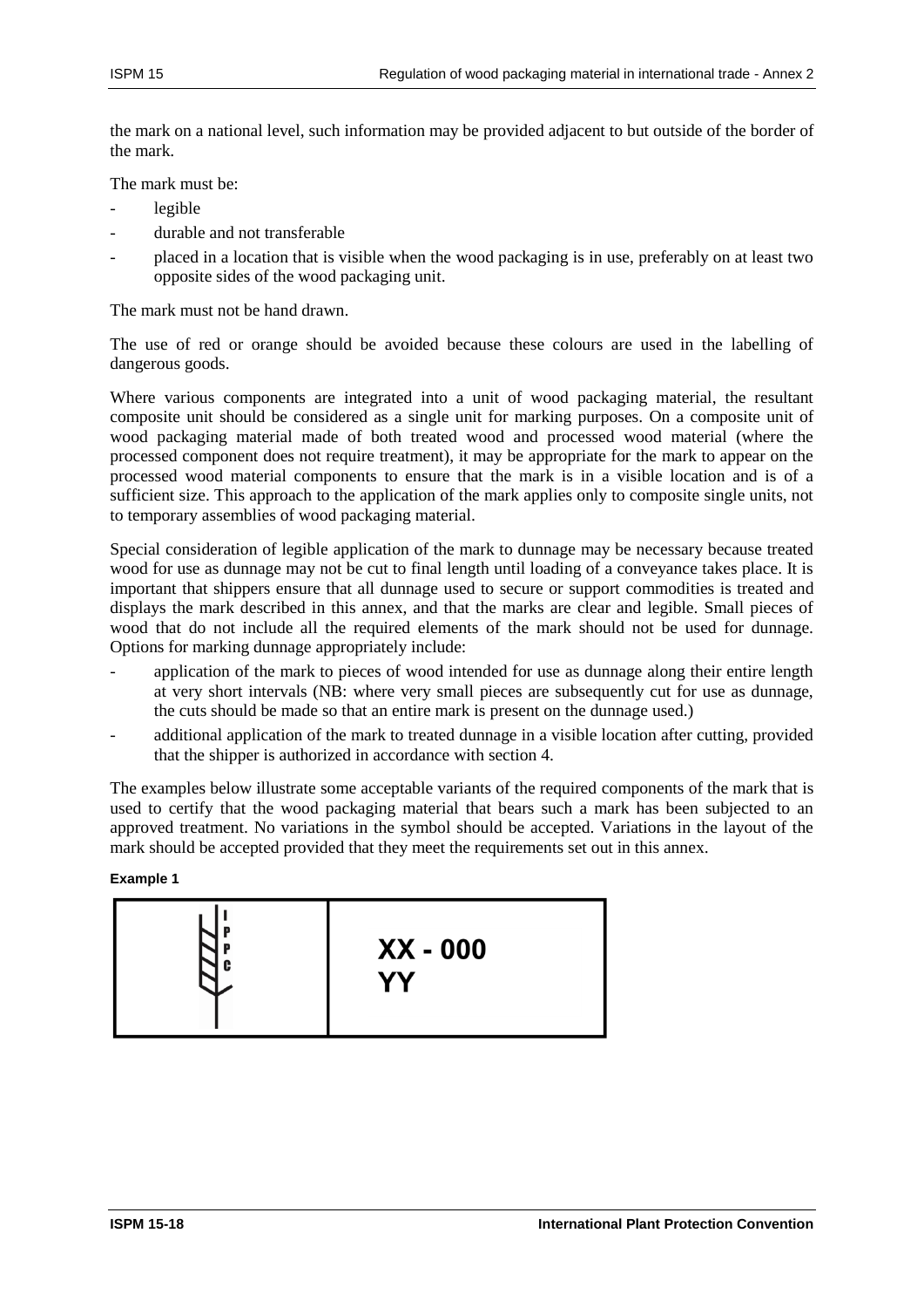the mark on a national level, such information may be provided adjacent to but outside of the border of the mark.

The mark must be:

- legible
- durable and not transferable
- placed in a location that is visible when the wood packaging is in use, preferably on at least two opposite sides of the wood packaging unit.

The mark must not be hand drawn.

The use of red or orange should be avoided because these colours are used in the labelling of dangerous goods.

Where various components are integrated into a unit of wood packaging material, the resultant composite unit should be considered as a single unit for marking purposes. On a composite unit of wood packaging material made of both treated wood and processed wood material (where the processed component does not require treatment), it may be appropriate for the mark to appear on the processed wood material components to ensure that the mark is in a visible location and is of a sufficient size. This approach to the application of the mark applies only to composite single units, not to temporary assemblies of wood packaging material.

Special consideration of legible application of the mark to dunnage may be necessary because treated wood for use as dunnage may not be cut to final length until loading of a conveyance takes place. It is important that shippers ensure that all dunnage used to secure or support commodities is treated and displays the mark described in this annex, and that the marks are clear and legible. Small pieces of wood that do not include all the required elements of the mark should not be used for dunnage. Options for marking dunnage appropriately include:

- application of the mark to pieces of wood intended for use as dunnage along their entire length at very short intervals (NB: where very small pieces are subsequently cut for use as dunnage, the cuts should be made so that an entire mark is present on the dunnage used.)
- additional application of the mark to treated dunnage in a visible location after cutting, provided that the shipper is authorized in accordance with section 4.

The examples below illustrate some acceptable variants of the required components of the mark that is used to certify that the wood packaging material that bears such a mark has been subjected to an approved treatment. No variations in the symbol should be accepted. Variations in the layout of the mark should be accepted provided that they meet the requirements set out in this annex.

**Example 1**

| IPPC | XX - 000<br>YY |
|---|---|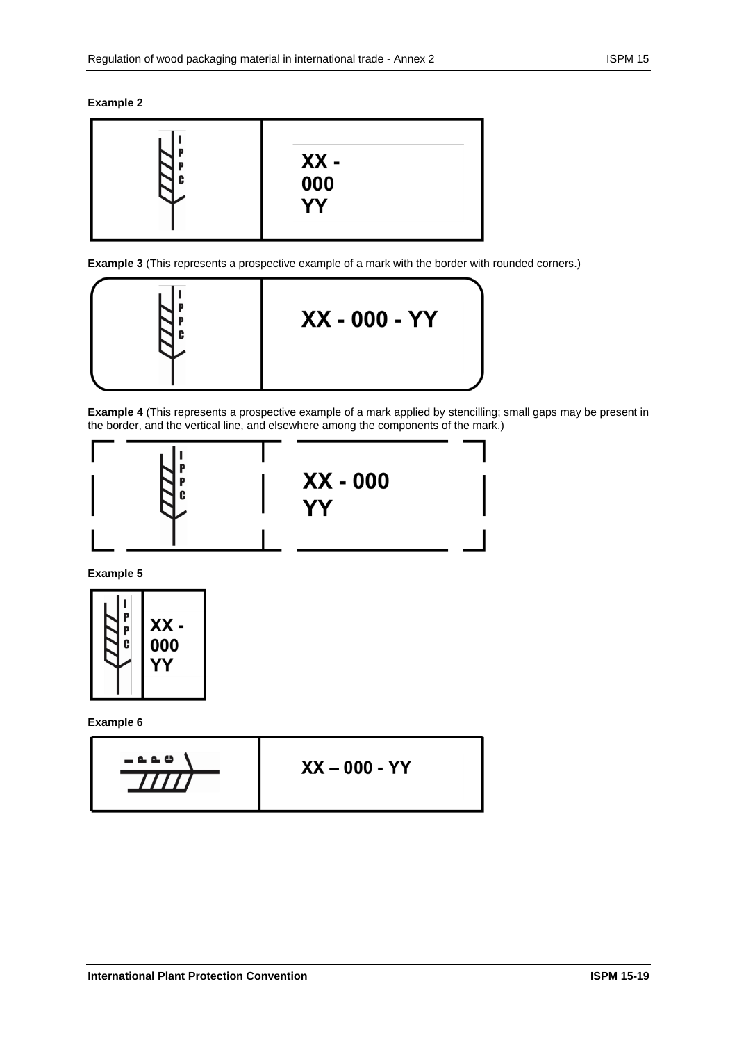**Example 2**

| IPPC | XX - 000 YY |
|---|---|

**Example 3** (This represents a prospective example of a mark with the border with rounded corners.)

| IPPC | XX - 000 - YY |
|---|---|

**Example 4** (This represents a prospective example of a mark applied by stencilling; small gaps may be present in the border, and the vertical line, and elsewhere among the components of the mark.)

| IPPC | XX - 000 YY |
|---|---|

**Example 5**

| IPPC | XX - 000 YY |
|---|---|

**Example 6**

| IPPC | XX – 000 - YY |
|---|---|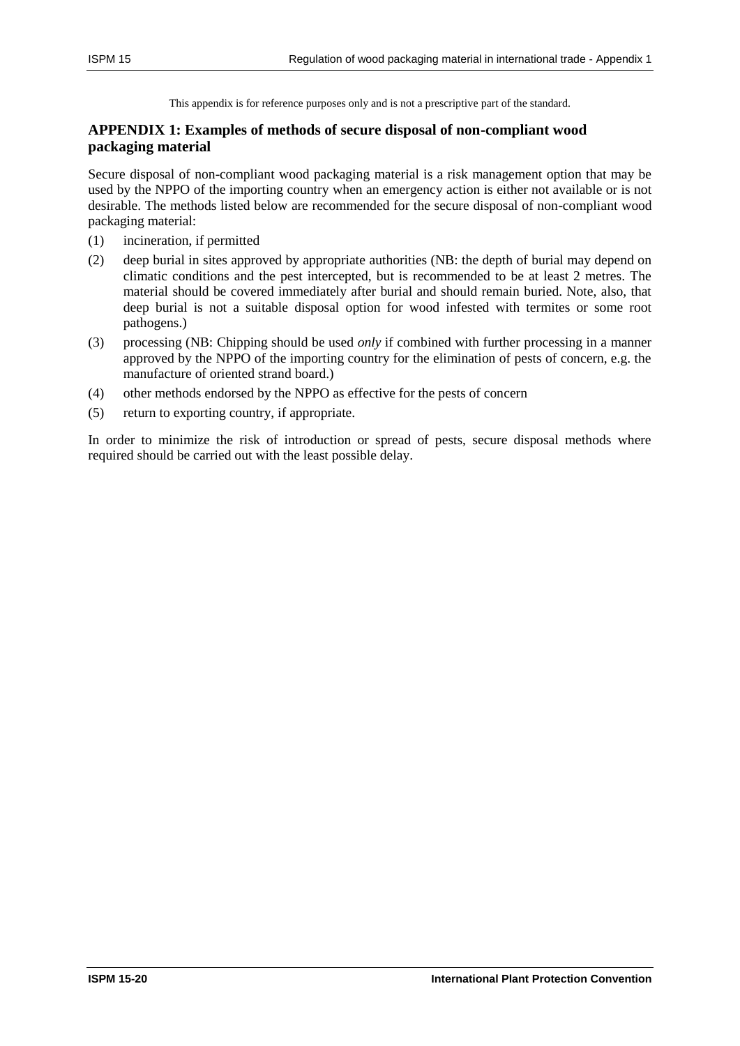This appendix is for reference purposes only and is not a prescriptive part of the standard.

## APPENDIX 1: Examples of methods of secure disposal of non-compliant wood packaging material

Secure disposal of non-compliant wood packaging material is a risk management option that may be used by the NPPO of the importing country when an emergency action is either not available or is not desirable. The methods listed below are recommended for the secure disposal of non-compliant wood packaging material:

(1) incineration, if permitted

(2) deep burial in sites approved by appropriate authorities (NB: the depth of burial may depend on climatic conditions and the pest intercepted, but is recommended to be at least 2 metres. The material should be covered immediately after burial and should remain buried. Note, also, that deep burial is not a suitable disposal option for wood infested with termites or some root pathogens.)

(3) processing (NB: Chipping should be used *only* if combined with further processing in a manner approved by the NPPO of the importing country for the elimination of pests of concern, e.g. the manufacture of oriented strand board.)

(4) other methods endorsed by the NPPO as effective for the pests of concern

(5) return to exporting country, if appropriate.

In order to minimize the risk of introduction or spread of pests, secure disposal methods where required should be carried out with the least possible delay.